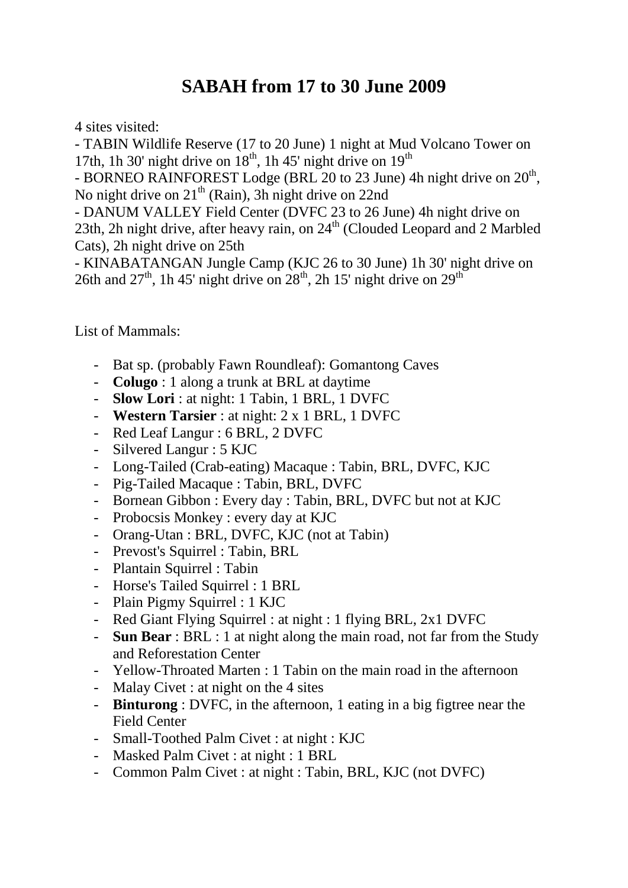# SABAH from 17 to 30 June 2009

4 sites visited:

- TABIN Wildlife Reserve (17 to 20 June) 1 night at Mud Volcano Tower on 17th, 1h 30' night drive on 18th, 1h 45' night drive on 19th
- BORNEO RAINFOREST Lodge (BRL 20 to 23 June) 4h night drive on 20th, No night drive on 21th (Rain), 3h night drive on 22nd
- DANUM VALLEY Field Center (DVFC 23 to 26 June) 4h night drive on 23th, 2h night drive, after heavy rain, on 24th (Clouded Leopard and 2 Marbled Cats), 2h night drive on 25th
- KINABATANGAN Jungle Camp (KJC 26 to 30 June) 1h 30' night drive on 26th and 27th, 1h 45' night drive on 28th, 2h 15' night drive on 29th

List of Mammals:

- Bat sp. (probably Fawn Roundleaf): Gomantong Caves
- **Colugo** : 1 along a trunk at BRL at daytime
- **Slow Lori** : at night: 1 Tabin, 1 BRL, 1 DVFC
- **Western Tarsier** : at night: 2 x 1 BRL, 1 DVFC
- Red Leaf Langur : 6 BRL, 2 DVFC
- Silvered Langur : 5 KJC
- Long-Tailed (Crab-eating) Macaque : Tabin, BRL, DVFC, KJC
- Pig-Tailed Macaque : Tabin, BRL, DVFC
- Bornean Gibbon : Every day : Tabin, BRL, DVFC but not at KJC
- Probocsis Monkey : every day at KJC
- Orang-Utan : BRL, DVFC, KJC (not at Tabin)
- Prevost's Squirrel : Tabin, BRL
- Plantain Squirrel : Tabin
- Horse's Tailed Squirrel : 1 BRL
- Plain Pigmy Squirrel : 1 KJC
- Red Giant Flying Squirrel : at night : 1 flying BRL, 2x1 DVFC
- **Sun Bear** : BRL : 1 at night along the main road, not far from the Study and Reforestation Center
- Yellow-Throated Marten : 1 Tabin on the main road in the afternoon
- Malay Civet : at night on the 4 sites
- **Binturong** : DVFC, in the afternoon, 1 eating in a big figtree near the Field Center
- Small-Toothed Palm Civet : at night : KJC
- Masked Palm Civet : at night : 1 BRL
- Common Palm Civet : at night : Tabin, BRL, KJC (not DVFC)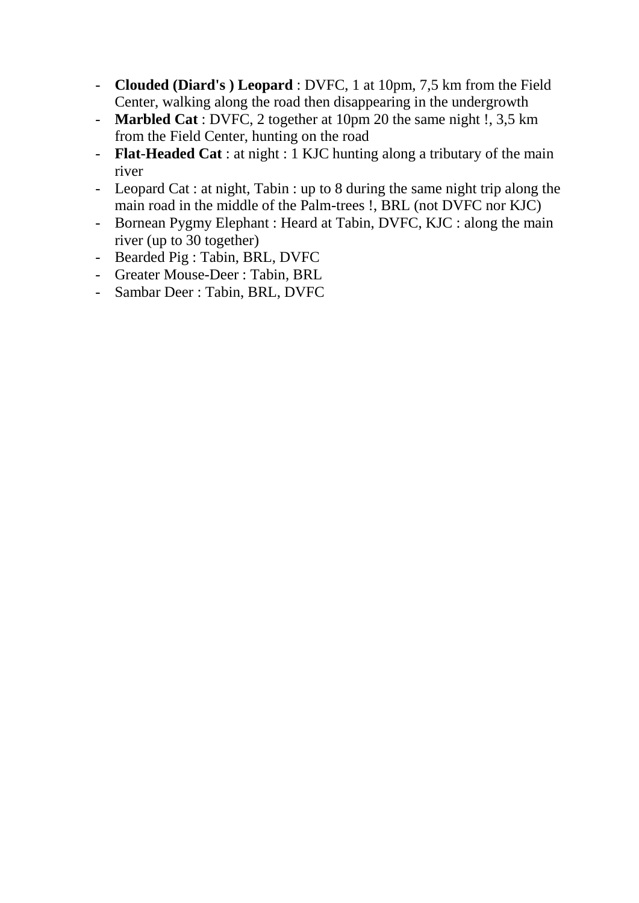- **Clouded (Diard's ) Leopard** : DVFC, 1 at 10pm, 7,5 km from the Field Center, walking along the road then disappearing in the undergrowth
- **Marbled Cat** : DVFC, 2 together at 10pm 20 the same night !, 3,5 km from the Field Center, hunting on the road
- **Flat-Headed Cat** : at night : 1 KJC hunting along a tributary of the main river
- Leopard Cat : at night, Tabin : up to 8 during the same night trip along the main road in the middle of the Palm-trees !, BRL (not DVFC nor KJC)
- Bornean Pygmy Elephant : Heard at Tabin, DVFC, KJC : along the main river (up to 30 together)
- Bearded Pig : Tabin, BRL, DVFC
- Greater Mouse-Deer : Tabin, BRL
- Sambar Deer : Tabin, BRL, DVFC